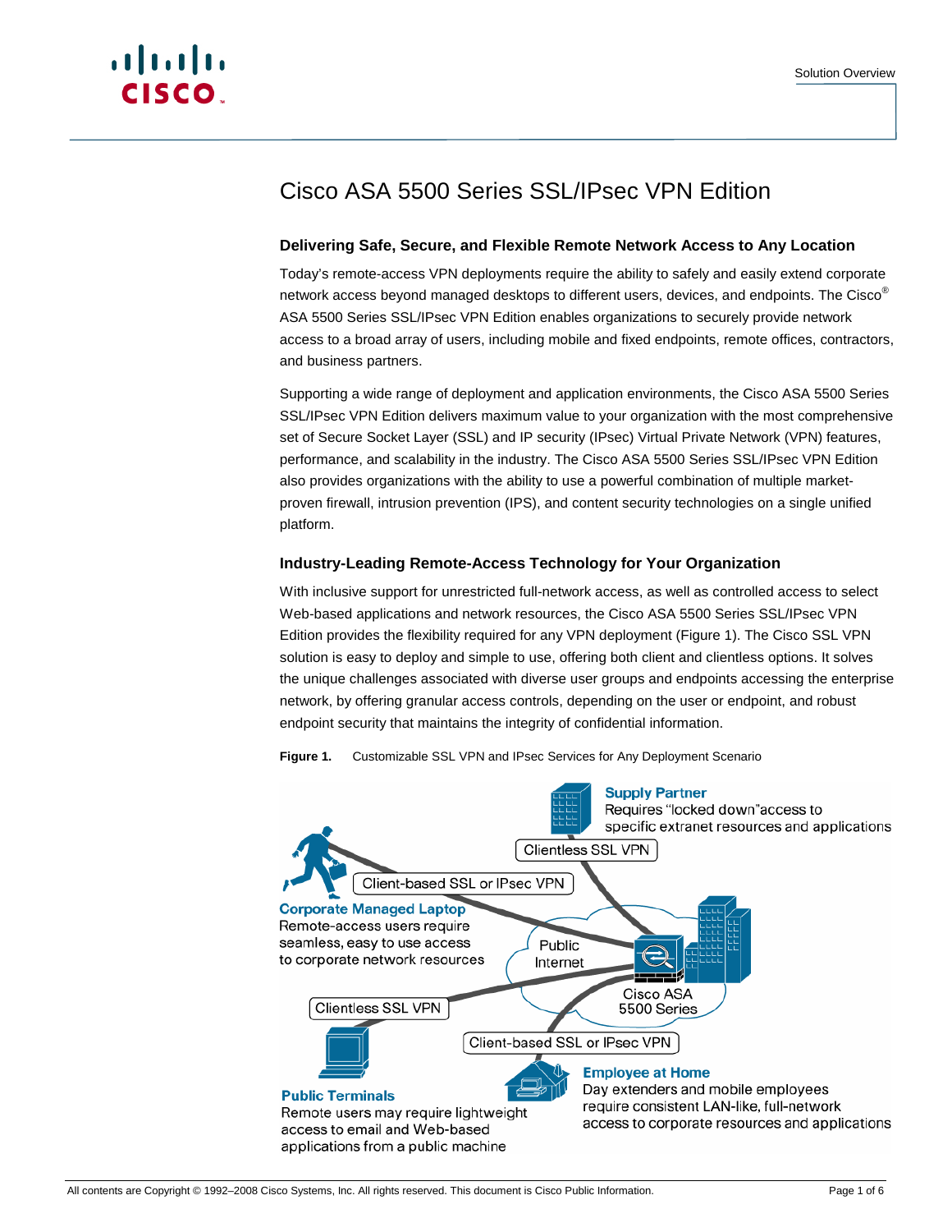# Cisco ASA 5500 Series SSL/IPsec VPN Edition

## Delivering Safe, Secure, and Flexible Remote Network Access to Any Location

Today's remote-access VPN deployments require the ability to safely and easily extend corporate network access beyond managed desktops to different users, devices, and endpoints. The Cisco® ASA 5500 Series SSL/IPsec VPN Edition enables organizations to securely provide network access to a broad array of users, including mobile and fixed endpoints, remote offices, contractors, and business partners.

Supporting a wide range of deployment and application environments, the Cisco ASA 5500 Series SSL/IPsec VPN Edition delivers maximum value to your organization with the most comprehensive set of Secure Socket Layer (SSL) and IP security (IPsec) Virtual Private Network (VPN) features, performance, and scalability in the industry. The Cisco ASA 5500 Series SSL/IPsec VPN Edition also provides organizations with the ability to use a powerful combination of multiple market-proven firewall, intrusion prevention (IPS), and content security technologies on a single unified platform.

## Industry-Leading Remote-Access Technology for Your Organization

With inclusive support for unrestricted full-network access, as well as controlled access to select Web-based applications and network resources, the Cisco ASA 5500 Series SSL/IPsec VPN Edition provides the flexibility required for any VPN deployment (Figure 1). The Cisco SSL VPN solution is easy to deploy and simple to use, offering both client and clientless options. It solves the unique challenges associated with diverse user groups and endpoints accessing the enterprise network, by offering granular access controls, depending on the user or endpoint, and robust endpoint security that maintains the integrity of confidential information.

**Figure 1.** Customizable SSL VPN and IPsec Services for Any Deployment Scenario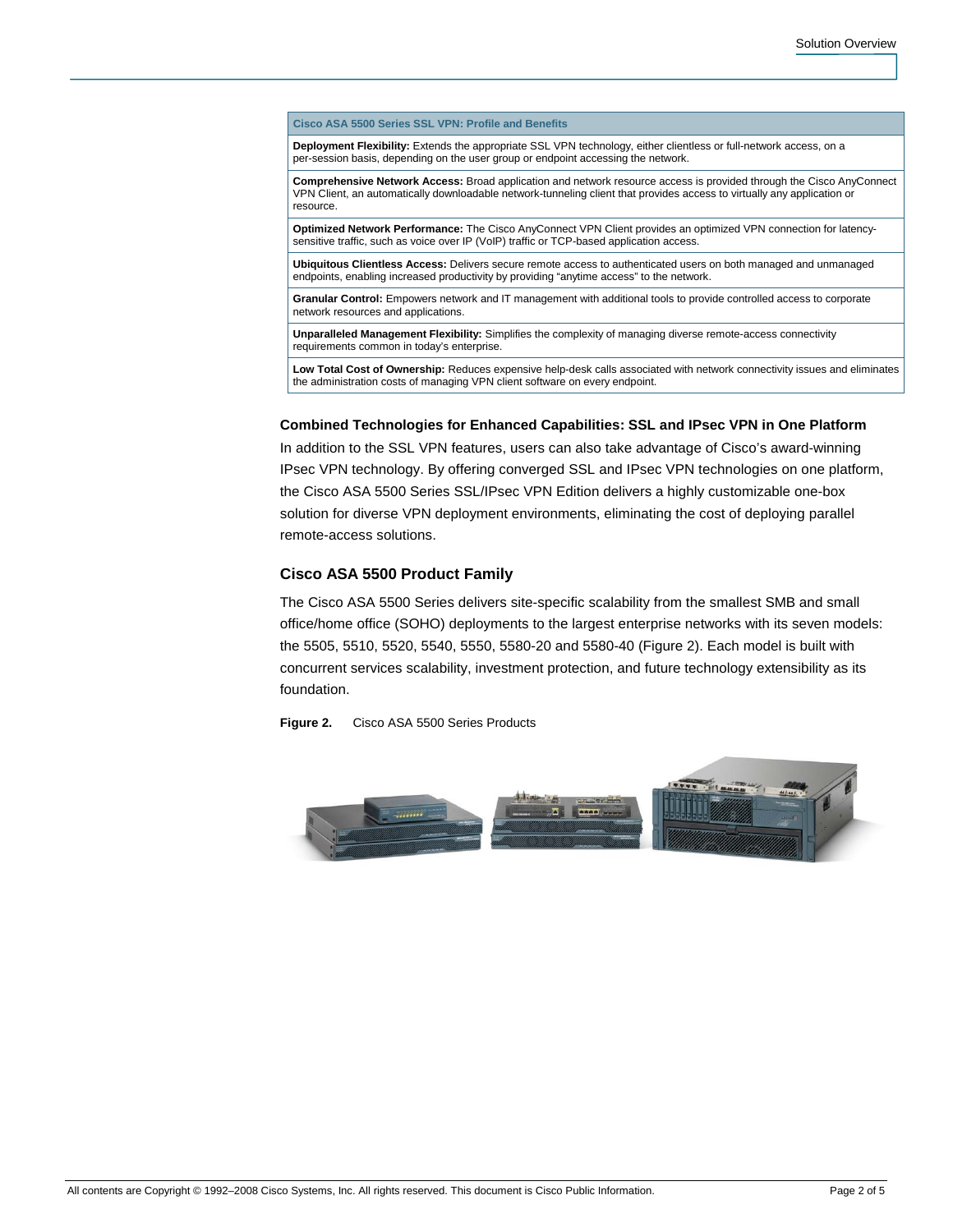| Cisco ASA 5500 Series SSL VPN: Profile and Benefits |
| --- |
| **Deployment Flexibility:** Extends the appropriate SSL VPN technology, either clientless or full-network access, on a per-session basis, depending on the user group or endpoint accessing the network. |
| **Comprehensive Network Access:** Broad application and network resource access is provided through the Cisco AnyConnect VPN Client, an automatically downloadable network-tunneling client that provides access to virtually any application or resource. |
| **Optimized Network Performance:** The Cisco AnyConnect VPN Client provides an optimized VPN connection for latency-sensitive traffic, such as voice over IP (VoIP) traffic or TCP-based application access. |
| **Ubiquitous Clientless Access:** Delivers secure remote access to authenticated users on both managed and unmanaged endpoints, enabling increased productivity by providing "anytime access" to the network. |
| **Granular Control:** Empowers network and IT management with additional tools to provide controlled access to corporate network resources and applications. |
| **Unparalleled Management Flexibility:** Simplifies the complexity of managing diverse remote-access connectivity requirements common in today's enterprise. |
| **Low Total Cost of Ownership:** Reduces expensive help-desk calls associated with network connectivity issues and eliminates the administration costs of managing VPN client software on every endpoint. |

**Combined Technologies for Enhanced Capabilities: SSL and IPsec VPN in One Platform**

In addition to the SSL VPN features, users can also take advantage of Cisco's award-winning IPsec VPN technology. By offering converged SSL and IPsec VPN technologies on one platform, the Cisco ASA 5500 Series SSL/IPsec VPN Edition delivers a highly customizable one-box solution for diverse VPN deployment environments, eliminating the cost of deploying parallel remote-access solutions.

## Cisco ASA 5500 Product Family

The Cisco ASA 5500 Series delivers site-specific scalability from the smallest SMB and small office/home office (SOHO) deployments to the largest enterprise networks with its seven models: the 5505, 5510, 5520, 5540, 5550, 5580-20 and 5580-40 (Figure 2). Each model is built with concurrent services scalability, investment protection, and future technology extensibility as its foundation.

**Figure 2.** Cisco ASA 5500 Series Products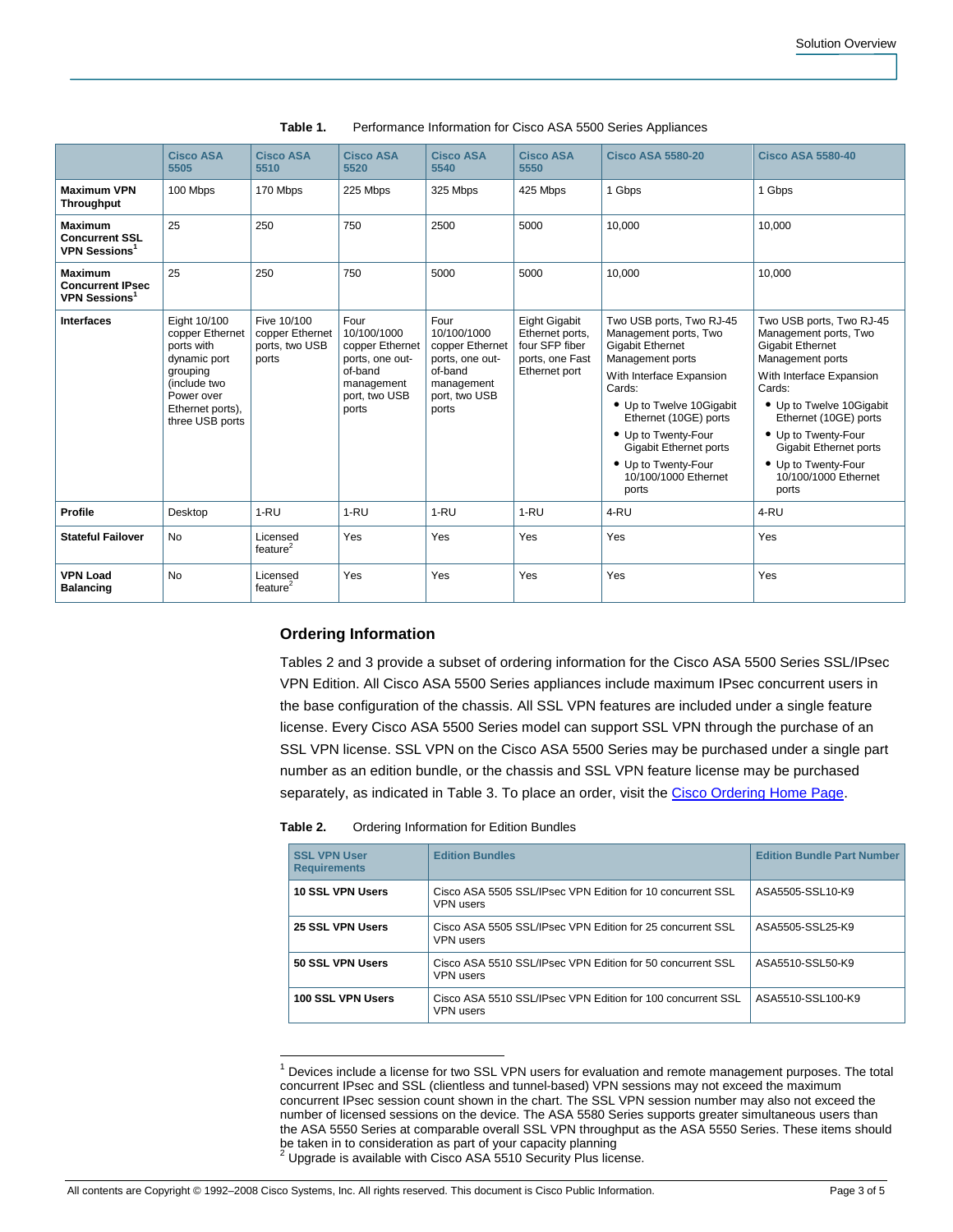**Table 1.** Performance Information for Cisco ASA 5500 Series Appliances

| | Cisco ASA 5505 | Cisco ASA 5510 | Cisco ASA 5520 | Cisco ASA 5540 | Cisco ASA 5550 | Cisco ASA 5580-20 | Cisco ASA 5580-40 |
|---|---|---|---|---|---|---|---|
| **Maximum VPN Throughput** | 100 Mbps | 170 Mbps | 225 Mbps | 325 Mbps | 425 Mbps | 1 Gbps | 1 Gbps |
| **Maximum Concurrent SSL VPN Sessions**[1] | 25 | 250 | 750 | 2500 | 5000 | 10,000 | 10,000 |
| **Maximum Concurrent IPsec VPN Sessions**[1] | 25 | 250 | 750 | 5000 | 5000 | 10,000 | 10,000 |
| **Interfaces** | Eight 10/100 copper Ethernet ports with dynamic port grouping (include two Power over Ethernet ports), three USB ports | Five 10/100 copper Ethernet ports, two USB ports | Four 10/100/1000 copper Ethernet ports, one out-of-band management port, two USB ports | Four 10/100/1000 copper Ethernet ports, one out-of-band management port, two USB ports | Eight Gigabit Ethernet ports, four SFP fiber ports, one Fast Ethernet port | Two USB ports, Two RJ-45 Management ports, Two Gigabit Ethernet Management ports<br>With Interface Expansion Cards:<br>• Up to Twelve 10Gigabit Ethernet (10GE) ports<br>• Up to Twenty-Four Gigabit Ethernet ports<br>• Up to Twenty-Four 10/100/1000 Ethernet ports | Two USB ports, Two RJ-45 Management ports, Two Gigabit Ethernet Management ports<br>With Interface Expansion Cards:<br>• Up to Twelve 10Gigabit Ethernet (10GE) ports<br>• Up to Twenty-Four Gigabit Ethernet ports<br>• Up to Twenty-Four 10/100/1000 Ethernet ports |
| **Profile** | Desktop | 1-RU | 1-RU | 1-RU | 1-RU | 4-RU | 4-RU |
| **Stateful Failover** | No | Licensed feature[2] | Yes | Yes | Yes | Yes | Yes |
| **VPN Load Balancing** | No | Licensed feature[2] | Yes | Yes | Yes | Yes | Yes |

## Ordering Information

Tables 2 and 3 provide a subset of ordering information for the Cisco ASA 5500 Series SSL/IPsec VPN Edition. All Cisco ASA 5500 Series appliances include maximum IPsec concurrent users in the base configuration of the chassis. All SSL VPN features are included under a single feature license. Every Cisco ASA 5500 Series model can support SSL VPN through the purchase of an SSL VPN license. SSL VPN on the Cisco ASA 5500 Series may be purchased under a single part number as an edition bundle, or the chassis and SSL VPN feature license may be purchased separately, as indicated in Table 3. To place an order, visit the Cisco Ordering Home Page.

**Table 2.** Ordering Information for Edition Bundles

| SSL VPN User Requirements | Edition Bundles | Edition Bundle Part Number |
|---|---|---|
| **10 SSL VPN Users** | Cisco ASA 5505 SSL/IPsec VPN Edition for 10 concurrent SSL VPN users | ASA5505-SSL10-K9 |
| **25 SSL VPN Users** | Cisco ASA 5505 SSL/IPsec VPN Edition for 25 concurrent SSL VPN users | ASA5505-SSL25-K9 |
| **50 SSL VPN Users** | Cisco ASA 5510 SSL/IPsec VPN Edition for 50 concurrent SSL VPN users | ASA5510-SSL50-K9 |
| **100 SSL VPN Users** | Cisco ASA 5510 SSL/IPsec VPN Edition for 100 concurrent SSL VPN users | ASA5510-SSL100-K9 |

[1] Devices include a license for two SSL VPN users for evaluation and remote management purposes. The total concurrent IPsec and SSL (clientless and tunnel-based) VPN sessions may not exceed the maximum concurrent IPsec session count shown in the chart. The SSL VPN session number may also not exceed the number of licensed sessions on the device. The ASA 5580 Series supports greater simultaneous users than the ASA 5550 Series at comparable overall SSL VPN throughput as the ASA 5550 Series. These items should be taken in to consideration as part of your capacity planning

[2] Upgrade is available with Cisco ASA 5510 Security Plus license.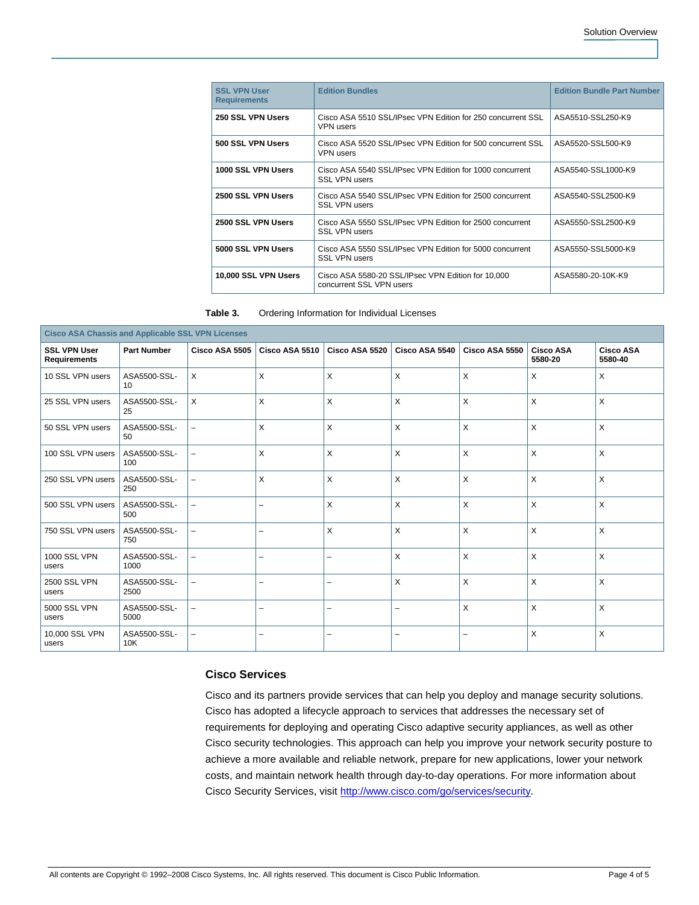| SSL VPN User Requirements | Edition Bundles | Edition Bundle Part Number |
|---|---|---|
| **250 SSL VPN Users** | Cisco ASA 5510 SSL/IPsec VPN Edition for 250 concurrent SSL VPN users | ASA5510-SSL250-K9 |
| **500 SSL VPN Users** | Cisco ASA 5520 SSL/IPsec VPN Edition for 500 concurrent SSL VPN users | ASA5520-SSL500-K9 |
| **1000 SSL VPN Users** | Cisco ASA 5540 SSL/IPsec VPN Edition for 1000 concurrent SSL VPN users | ASA5540-SSL1000-K9 |
| **2500 SSL VPN Users** | Cisco ASA 5540 SSL/IPsec VPN Edition for 2500 concurrent SSL VPN users | ASA5540-SSL2500-K9 |
| **2500 SSL VPN Users** | Cisco ASA 5550 SSL/IPsec VPN Edition for 2500 concurrent SSL VPN users | ASA5550-SSL2500-K9 |
| **5000 SSL VPN Users** | Cisco ASA 5550 SSL/IPsec VPN Edition for 5000 concurrent SSL VPN users | ASA5550-SSL5000-K9 |
| **10,000 SSL VPN Users** | Cisco ASA 5580-20 SSL/IPsec VPN Edition for 10,000 concurrent SSL VPN users | ASA5580-20-10K-K9 |

**Table 3.** Ordering Information for Individual Licenses

| Cisco ASA Chassis and Applicable SSL VPN Licenses | | | | | | | | |
|---|---|---|---|---|---|---|---|---|
| **SSL VPN User Requirements** | **Part Number** | **Cisco ASA 5505** | **Cisco ASA 5510** | **Cisco ASA 5520** | **Cisco ASA 5540** | **Cisco ASA 5550** | **Cisco ASA 5580-20** | **Cisco ASA 5580-40** |
| 10 SSL VPN users | ASA5500-SSL-10 | X | X | X | X | X | X | X |
| 25 SSL VPN users | ASA5500-SSL-25 | X | X | X | X | X | X | X |
| 50 SSL VPN users | ASA5500-SSL-50 | – | X | X | X | X | X | X |
| 100 SSL VPN users | ASA5500-SSL-100 | – | X | X | X | X | X | X |
| 250 SSL VPN users | ASA5500-SSL-250 | – | X | X | X | X | X | X |
| 500 SSL VPN users | ASA5500-SSL-500 | – | – | X | X | X | X | X |
| 750 SSL VPN users | ASA5500-SSL-750 | – | – | X | X | X | X | X |
| 1000 SSL VPN users | ASA5500-SSL-1000 | – | – | – | X | X | X | X |
| 2500 SSL VPN users | ASA5500-SSL-2500 | – | – | – | X | X | X | X |
| 5000 SSL VPN users | ASA5500-SSL-5000 | – | – | – | – | X | X | X |
| 10,000 SSL VPN users | ASA5500-SSL-10K | – | – | – | – | – | X | X |

### Cisco Services

Cisco and its partners provide services that can help you deploy and manage security solutions. Cisco has adopted a lifecycle approach to services that addresses the necessary set of requirements for deploying and operating Cisco adaptive security appliances, as well as other Cisco security technologies. This approach can help you improve your network security posture to achieve a more available and reliable network, prepare for new applications, lower your network costs, and maintain network health through day-to-day operations. For more information about Cisco Security Services, visit http://www.cisco.com/go/services/security.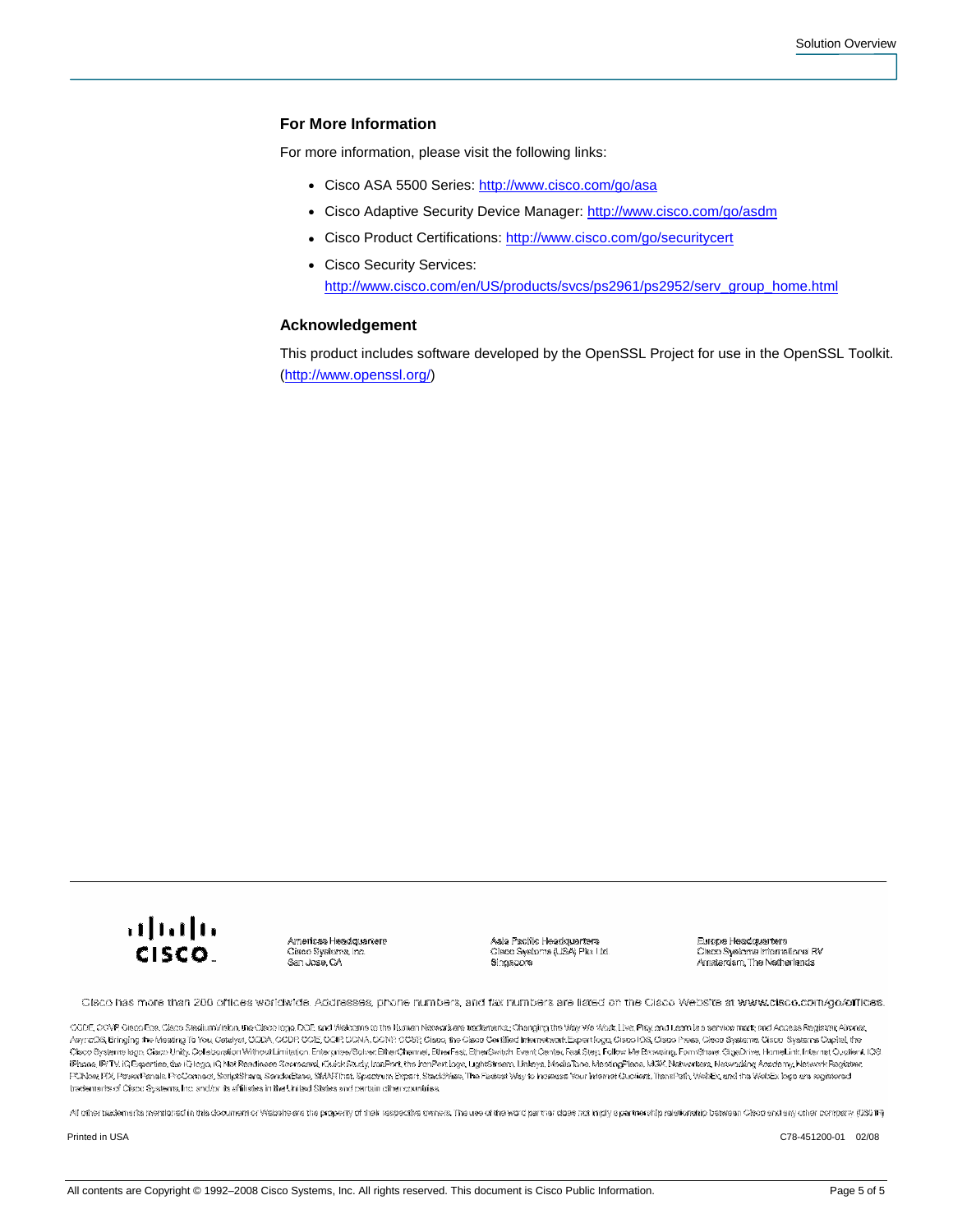## For More Information

For more information, please visit the following links:

- Cisco ASA 5500 Series: http://www.cisco.com/go/asa
- Cisco Adaptive Security Device Manager: http://www.cisco.com/go/asdm
- Cisco Product Certifications: http://www.cisco.com/go/securitycert
- Cisco Security Services: http://www.cisco.com/en/US/products/svcs/ps2961/ps2952/serv_group_home.html

## Acknowledgement

This product includes software developed by the OpenSSL Project for use in the OpenSSL Toolkit. (http://www.openssl.org/)

Americas Headquarters
Cisco Systems, Inc.
San Jose, CA

Asia Pacific Headquarters
Cisco Systems (USA) Pte. Ltd.
Singapore

Europe Headquarters
Cisco Systems International BV
Amsterdam, The Netherlands

Cisco has more than 200 offices worldwide. Addresses, phone numbers, and fax numbers are listed on the Cisco Website at www.cisco.com/go/offices.

CCDE, CCVP, Cisco Eos, Cisco StadiumVision, the Cisco logo, DCE, and Welcome to the Human Network are trademarks; Changing the Way We Work, Live, Play, and Learn is a service mark; and Access Registrar, Aironet, AsyncOS, Bringing the Meeting To You, Catalyst, CCDA, CCDP, CCIE, CCIP, CCNA, CCNP, CCSP, Cisco, the Cisco Certified Internetwork Expert logo, Cisco IOS, Cisco Press, Cisco Systems, Cisco Systems Capital, the Cisco Systems logo, Cisco Unity, Collaboration Without Limitation, Enterprise/Solver, EtherChannel, EtherFast, EtherSwitch, Event Center, Fast Step, Follow Me Browsing, FormShare, GigaDrive, HomeLink, Internet Quotient, IOS, iPhone, IP/TV, iQ Expertise, the iQ logo, iQ Net Readiness Scorecard, iQuick Study, IronPort, the IronPort logo, LightStream, Linksys, MediaTone, MeetingPlace, MGX, Networkers, Networking Academy, Network Registrar, PCNow, PIX, PowerPanels, ProConnect, ScriptShare, SenderBase, SMARTnet, Spectrum Expert, StackWise, The Fastest Way to Increase Your Internet Quotient, TransPath, WebEx, and the WebEx logo are registered trademarks of Cisco Systems, Inc. and/or its affiliates in the United States and certain other countries.

All other trademarks mentioned in this document or Website are the property of their respective owners. The use of the word partner does not imply a partnership relationship between Cisco and any other company. (0801R)

Printed in USA C78-451200-01 02/08